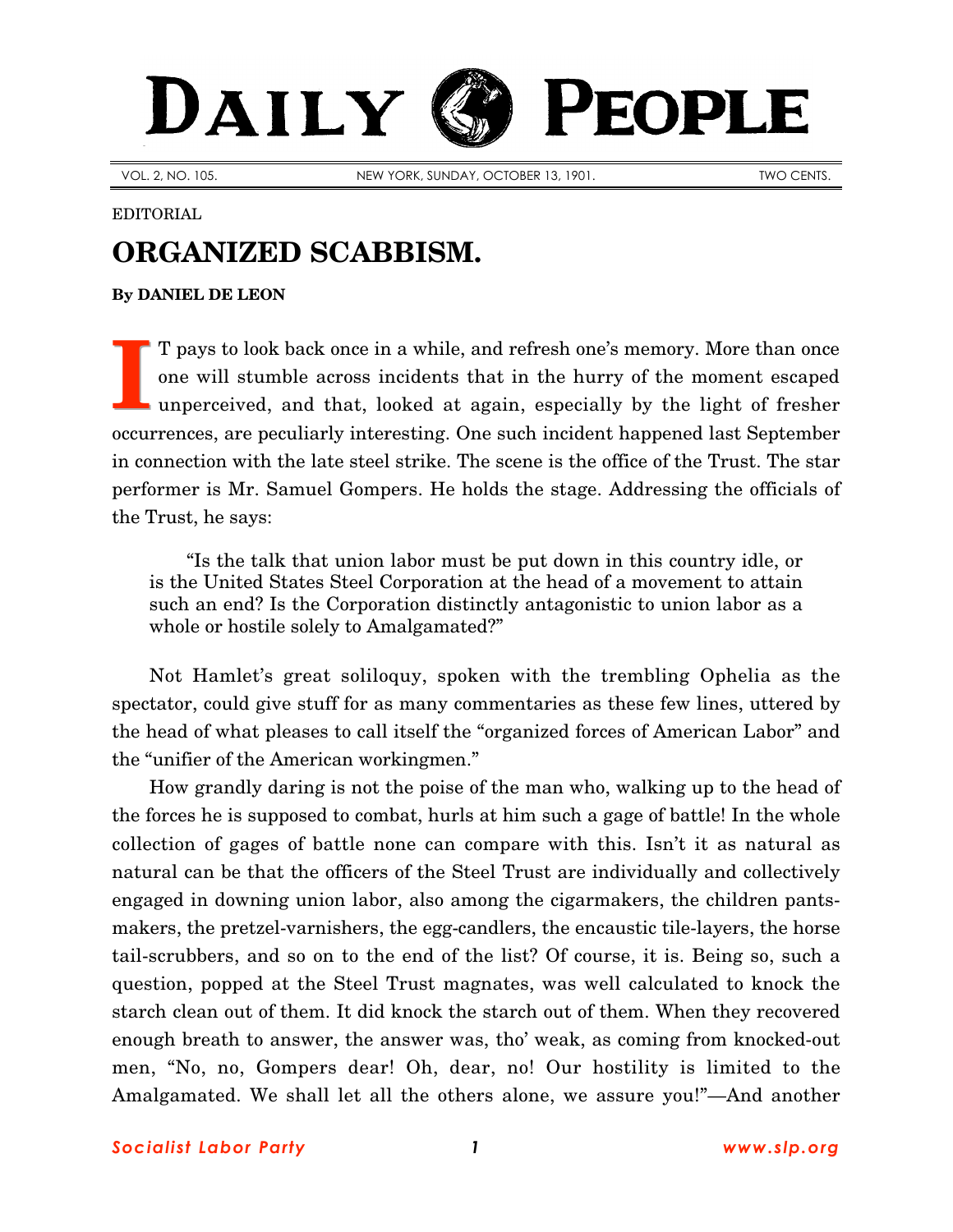# DAILY PEOPLE

VOL. 2, NO. 105. NEW YORK, SUNDAY, OCTOBER 13, 1901. TWO CENTS.

EDITORIAL

## ORGANIZED SCABBISM.

**By DANIEL DE LEON**

IT pays to look back once in a while, and refresh one's memory. More than once one will stumble across incidents that in the hurry of the moment escaped unperceived, and that, looked at again, especially by the light of fresher occurrences, are peculiarly interesting. One such incident happened last September in connection with the late steel strike. The scene is the office of the Trust. The star performer is Mr. Samuel Gompers. He holds the stage. Addressing the officials of the Trust, he says:

> "Is the talk that union labor must be put down in this country idle, or is the United States Steel Corporation at the head of a movement to attain such an end? Is the Corporation distinctly antagonistic to union labor as a whole or hostile solely to Amalgamated?"

Not Hamlet's great soliloquy, spoken with the trembling Ophelia as the spectator, could give stuff for as many commentaries as these few lines, uttered by the head of what pleases to call itself the "organized forces of American Labor" and the "unifier of the American workingmen."

How grandly daring is not the poise of the man who, walking up to the head of the forces he is supposed to combat, hurls at him such a gage of battle! In the whole collection of gages of battle none can compare with this. Isn't it as natural as natural can be that the officers of the Steel Trust are individually and collectively engaged in downing union labor, also among the cigarmakers, the children pants-makers, the pretzel-varnishers, the egg-candlers, the encaustic tile-layers, the horse tail-scrubbers, and so on to the end of the list? Of course, it is. Being so, such a question, popped at the Steel Trust magnates, was well calculated to knock the starch clean out of them. It did knock the starch out of them. When they recovered enough breath to answer, the answer was, tho' weak, as coming from knocked-out men, "No, no, Gompers dear! Oh, dear, no! Our hostility is limited to the Amalgamated. We shall let all the others alone, we assure you!"—And another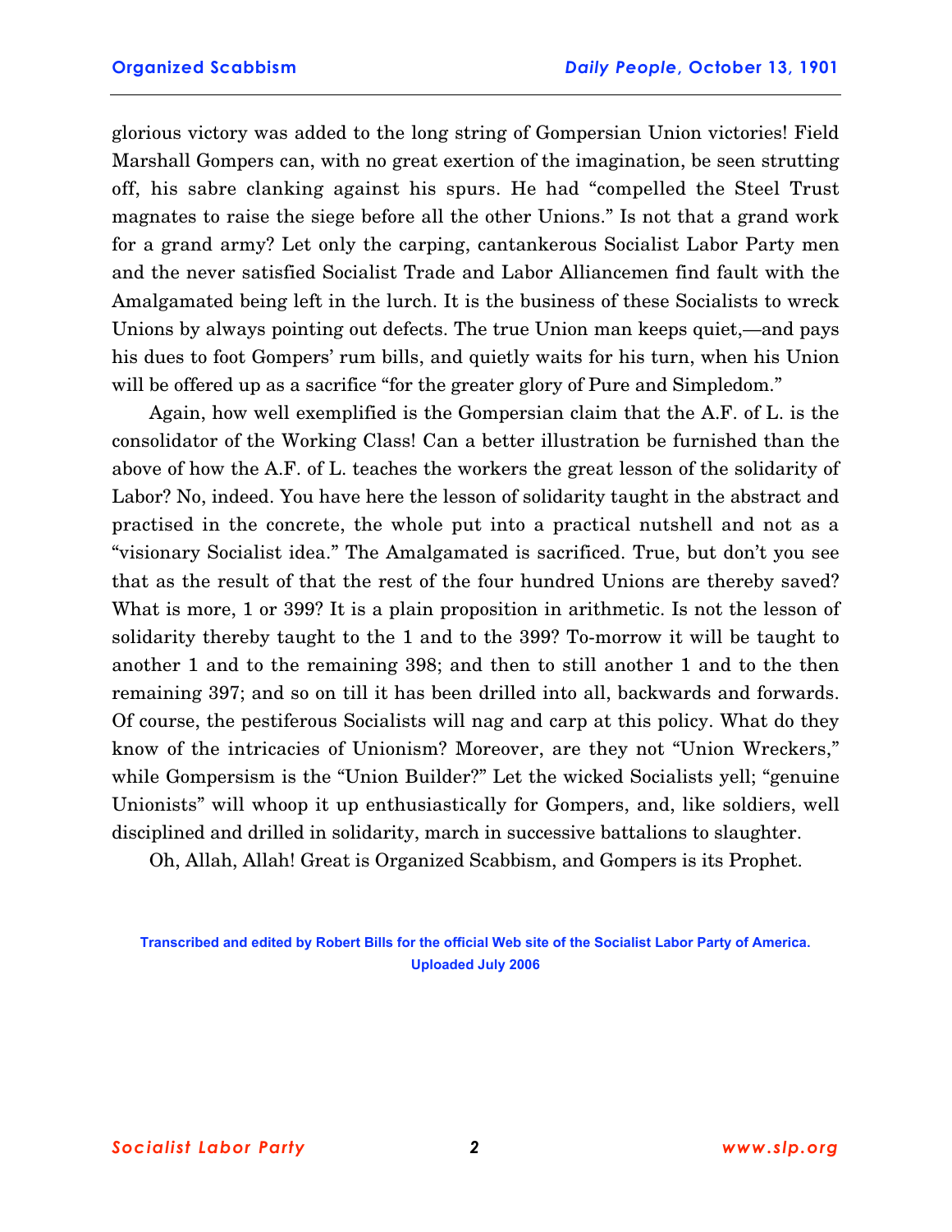glorious victory was added to the long string of Gompersian Union victories! Field Marshall Gompers can, with no great exertion of the imagination, be seen strutting off, his sabre clanking against his spurs. He had "compelled the Steel Trust magnates to raise the siege before all the other Unions." Is not that a grand work for a grand army? Let only the carping, cantankerous Socialist Labor Party men and the never satisfied Socialist Trade and Labor Alliancemen find fault with the Amalgamated being left in the lurch. It is the business of these Socialists to wreck Unions by always pointing out defects. The true Union man keeps quiet,—and pays his dues to foot Gompers' rum bills, and quietly waits for his turn, when his Union will be offered up as a sacrifice "for the greater glory of Pure and Simpledom."

Again, how well exemplified is the Gompersian claim that the A.F. of L. is the consolidator of the Working Class! Can a better illustration be furnished than the above of how the A.F. of L. teaches the workers the great lesson of the solidarity of Labor? No, indeed. You have here the lesson of solidarity taught in the abstract and practised in the concrete, the whole put into a practical nutshell and not as a "visionary Socialist idea." The Amalgamated is sacrificed. True, but don't you see that as the result of that the rest of the four hundred Unions are thereby saved? What is more, 1 or 399? It is a plain proposition in arithmetic. Is not the lesson of solidarity thereby taught to the 1 and to the 399? To-morrow it will be taught to another 1 and to the remaining 398; and then to still another 1 and to the then remaining 397; and so on till it has been drilled into all, backwards and forwards. Of course, the pestiferous Socialists will nag and carp at this policy. What do they know of the intricacies of Unionism? Moreover, are they not "Union Wreckers," while Gompersism is the "Union Builder?" Let the wicked Socialists yell; "genuine Unionists" will whoop it up enthusiastically for Gompers, and, like soldiers, well disciplined and drilled in solidarity, march in successive battalions to slaughter.

Oh, Allah, Allah! Great is Organized Scabbism, and Gompers is its Prophet.

**Transcribed and edited by Robert Bills for the official Web site of the Socialist Labor Party of America.**
**Uploaded July 2006**